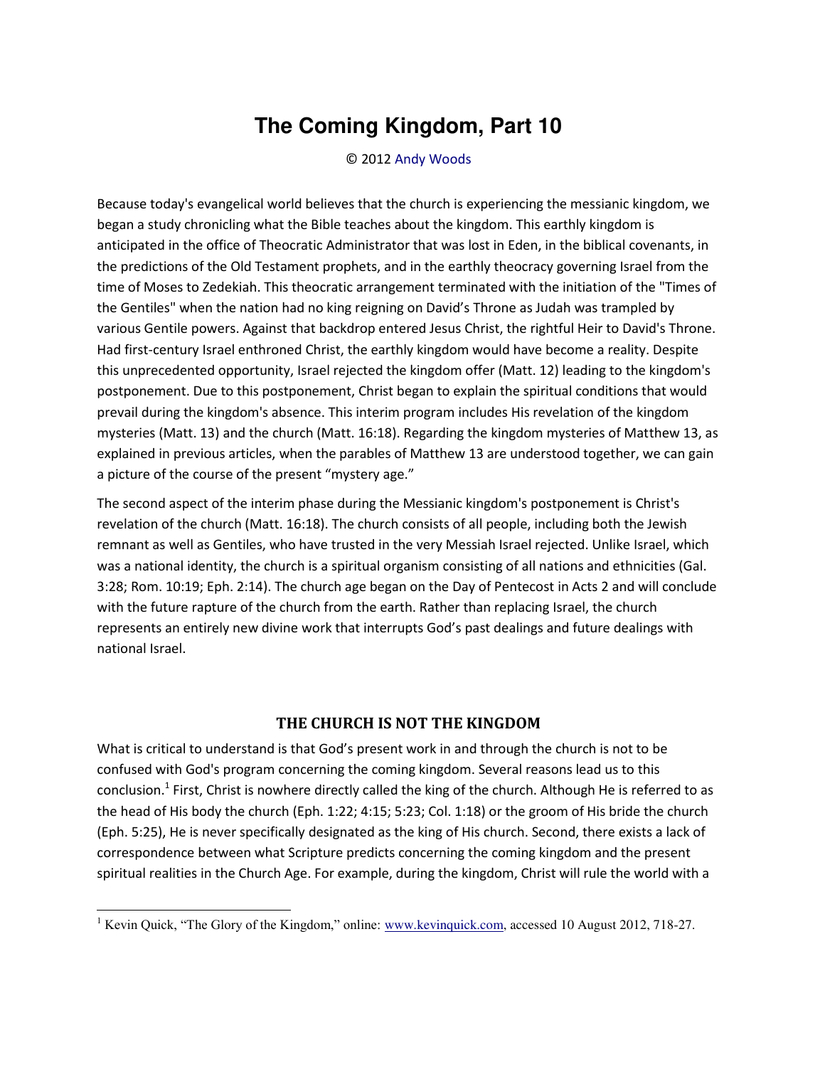# The Coming Kingdom, Part 10

© 2012 Andy Woods

Because today's evangelical world believes that the church is experiencing the messianic kingdom, we began a study chronicling what the Bible teaches about the kingdom. This earthly kingdom is anticipated in the office of Theocratic Administrator that was lost in Eden, in the biblical covenants, in the predictions of the Old Testament prophets, and in the earthly theocracy governing Israel from the time of Moses to Zedekiah. This theocratic arrangement terminated with the initiation of the "Times of the Gentiles" when the nation had no king reigning on David's Throne as Judah was trampled by various Gentile powers. Against that backdrop entered Jesus Christ, the rightful Heir to David's Throne. Had first-century Israel enthroned Christ, the earthly kingdom would have become a reality. Despite this unprecedented opportunity, Israel rejected the kingdom offer (Matt. 12) leading to the kingdom's postponement. Due to this postponement, Christ began to explain the spiritual conditions that would prevail during the kingdom's absence. This interim program includes His revelation of the kingdom mysteries (Matt. 13) and the church (Matt. 16:18). Regarding the kingdom mysteries of Matthew 13, as explained in previous articles, when the parables of Matthew 13 are understood together, we can gain a picture of the course of the present "mystery age."

The second aspect of the interim phase during the Messianic kingdom's postponement is Christ's revelation of the church (Matt. 16:18). The church consists of all people, including both the Jewish remnant as well as Gentiles, who have trusted in the very Messiah Israel rejected. Unlike Israel, which was a national identity, the church is a spiritual organism consisting of all nations and ethnicities (Gal. 3:28; Rom. 10:19; Eph. 2:14). The church age began on the Day of Pentecost in Acts 2 and will conclude with the future rapture of the church from the earth. Rather than replacing Israel, the church represents an entirely new divine work that interrupts God's past dealings and future dealings with national Israel.

## THE CHURCH IS NOT THE KINGDOM

What is critical to understand is that God's present work in and through the church is not to be confused with God's program concerning the coming kingdom. Several reasons lead us to this conclusion.[1] First, Christ is nowhere directly called the king of the church. Although He is referred to as the head of His body the church (Eph. 1:22; 4:15; 5:23; Col. 1:18) or the groom of His bride the church (Eph. 5:25), He is never specifically designated as the king of His church. Second, there exists a lack of correspondence between what Scripture predicts concerning the coming kingdom and the present spiritual realities in the Church Age. For example, during the kingdom, Christ will rule the world with a

[1] Kevin Quick, "The Glory of the Kingdom," online: www.kevinquick.com, accessed 10 August 2012, 718-27.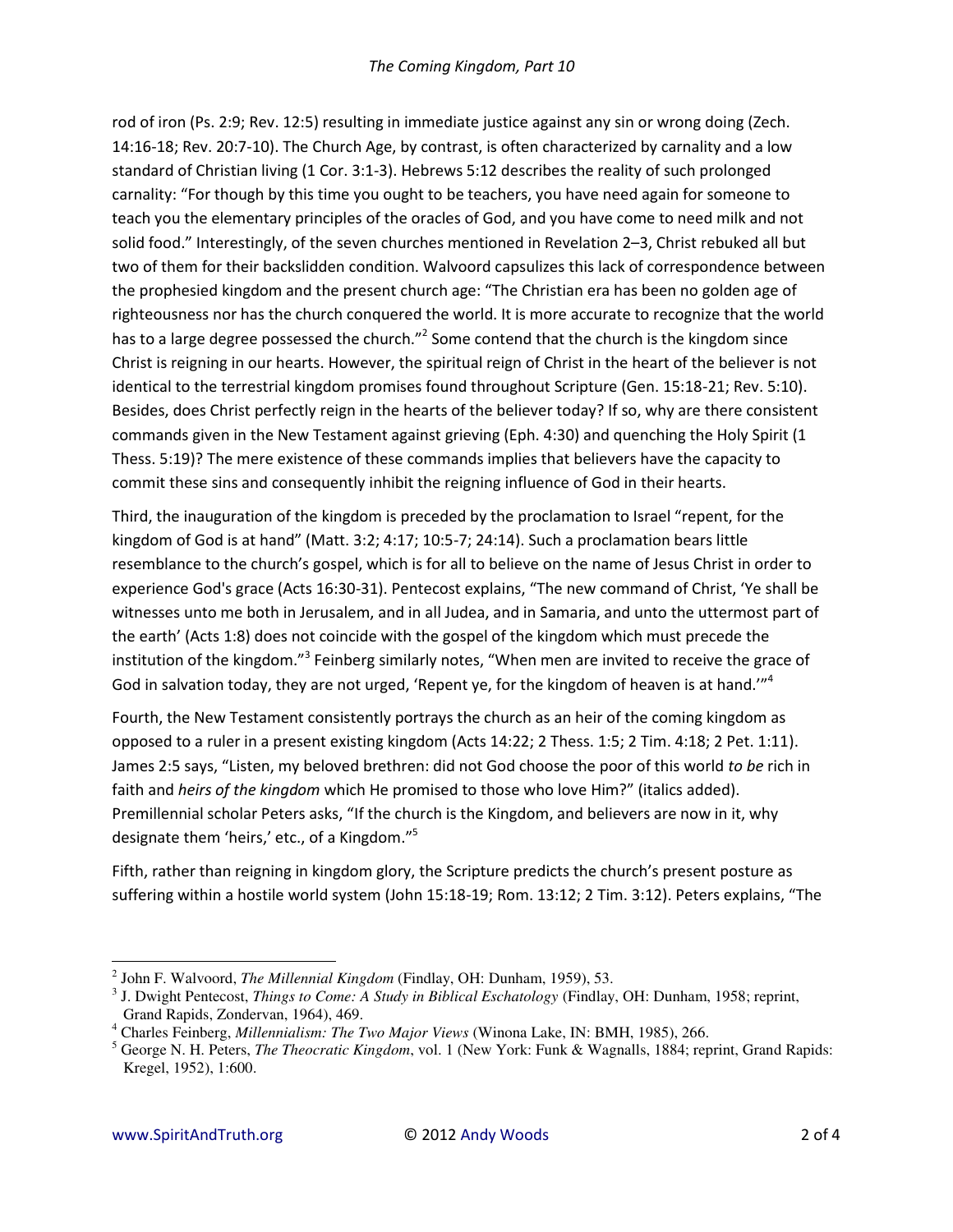rod of iron (Ps. 2:9; Rev. 12:5) resulting in immediate justice against any sin or wrong doing (Zech. 14:16-18; Rev. 20:7-10). The Church Age, by contrast, is often characterized by carnality and a low standard of Christian living (1 Cor. 3:1-3). Hebrews 5:12 describes the reality of such prolonged carnality: "For though by this time you ought to be teachers, you have need again for someone to teach you the elementary principles of the oracles of God, and you have come to need milk and not solid food." Interestingly, of the seven churches mentioned in Revelation 2–3, Christ rebuked all but two of them for their backslidden condition. Walvoord capsulizes this lack of correspondence between the prophesied kingdom and the present church age: "The Christian era has been no golden age of righteousness nor has the church conquered the world. It is more accurate to recognize that the world has to a large degree possessed the church."[2] Some contend that the church is the kingdom since Christ is reigning in our hearts. However, the spiritual reign of Christ in the heart of the believer is not identical to the terrestrial kingdom promises found throughout Scripture (Gen. 15:18-21; Rev. 5:10). Besides, does Christ perfectly reign in the hearts of the believer today? If so, why are there consistent commands given in the New Testament against grieving (Eph. 4:30) and quenching the Holy Spirit (1 Thess. 5:19)? The mere existence of these commands implies that believers have the capacity to commit these sins and consequently inhibit the reigning influence of God in their hearts.

Third, the inauguration of the kingdom is preceded by the proclamation to Israel "repent, for the kingdom of God is at hand" (Matt. 3:2; 4:17; 10:5-7; 24:14). Such a proclamation bears little resemblance to the church's gospel, which is for all to believe on the name of Jesus Christ in order to experience God's grace (Acts 16:30-31). Pentecost explains, "The new command of Christ, 'Ye shall be witnesses unto me both in Jerusalem, and in all Judea, and in Samaria, and unto the uttermost part of the earth' (Acts 1:8) does not coincide with the gospel of the kingdom which must precede the institution of the kingdom."[3] Feinberg similarly notes, "When men are invited to receive the grace of God in salvation today, they are not urged, 'Repent ye, for the kingdom of heaven is at hand.'"[4]

Fourth, the New Testament consistently portrays the church as an heir of the coming kingdom as opposed to a ruler in a present existing kingdom (Acts 14:22; 2 Thess. 1:5; 2 Tim. 4:18; 2 Pet. 1:11). James 2:5 says, "Listen, my beloved brethren: did not God choose the poor of this world *to be* rich in faith and *heirs of the kingdom* which He promised to those who love Him?" (italics added). Premillennial scholar Peters asks, "If the church is the Kingdom, and believers are now in it, why designate them 'heirs,' etc., of a Kingdom."[5]

Fifth, rather than reigning in kingdom glory, the Scripture predicts the church's present posture as suffering within a hostile world system (John 15:18-19; Rom. 13:12; 2 Tim. 3:12). Peters explains, "The

---

[2] John F. Walvoord, *The Millennial Kingdom* (Findlay, OH: Dunham, 1959), 53.

[3] J. Dwight Pentecost, *Things to Come: A Study in Biblical Eschatology* (Findlay, OH: Dunham, 1958; reprint, Grand Rapids, Zondervan, 1964), 469.

[4] Charles Feinberg, *Millennialism: The Two Major Views* (Winona Lake, IN: BMH, 1985), 266.

[5] George N. H. Peters, *The Theocratic Kingdom*, vol. 1 (New York: Funk & Wagnalls, 1884; reprint, Grand Rapids: Kregel, 1952), 1:600.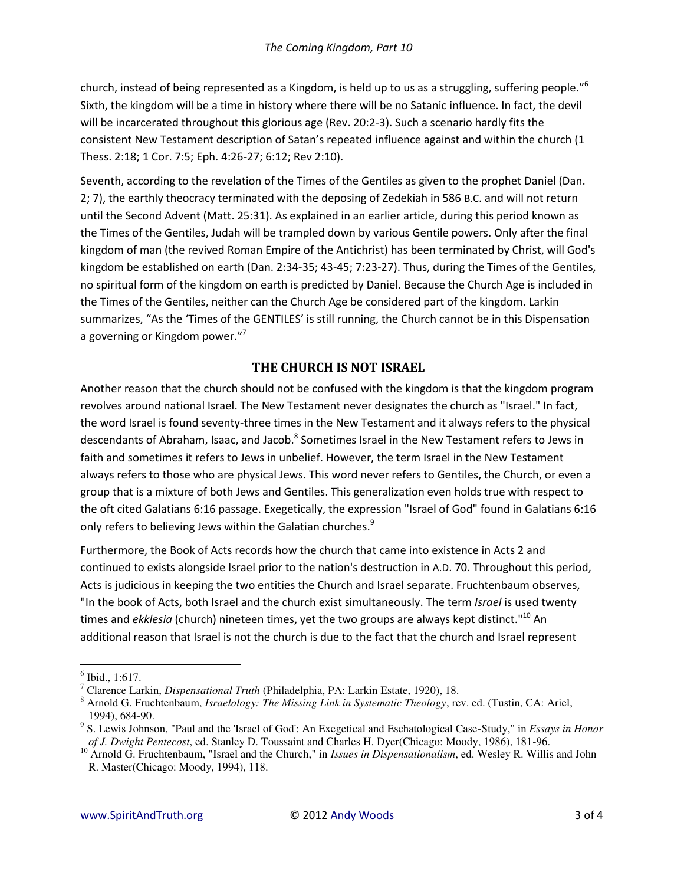church, instead of being represented as a Kingdom, is held up to us as a struggling, suffering people."[6] Sixth, the kingdom will be a time in history where there will be no Satanic influence. In fact, the devil will be incarcerated throughout this glorious age (Rev. 20:2-3). Such a scenario hardly fits the consistent New Testament description of Satan's repeated influence against and within the church (1 Thess. 2:18; 1 Cor. 7:5; Eph. 4:26-27; 6:12; Rev 2:10).

Seventh, according to the revelation of the Times of the Gentiles as given to the prophet Daniel (Dan. 2; 7), the earthly theocracy terminated with the deposing of Zedekiah in 586 B.C. and will not return until the Second Advent (Matt. 25:31). As explained in an earlier article, during this period known as the Times of the Gentiles, Judah will be trampled down by various Gentile powers. Only after the final kingdom of man (the revived Roman Empire of the Antichrist) has been terminated by Christ, will God's kingdom be established on earth (Dan. 2:34-35; 43-45; 7:23-27). Thus, during the Times of the Gentiles, no spiritual form of the kingdom on earth is predicted by Daniel. Because the Church Age is included in the Times of the Gentiles, neither can the Church Age be considered part of the kingdom. Larkin summarizes, "As the 'Times of the GENTILES' is still running, the Church cannot be in this Dispensation a governing or Kingdom power."[7]

## THE CHURCH IS NOT ISRAEL

Another reason that the church should not be confused with the kingdom is that the kingdom program revolves around national Israel. The New Testament never designates the church as "Israel." In fact, the word Israel is found seventy-three times in the New Testament and it always refers to the physical descendants of Abraham, Isaac, and Jacob.[8] Sometimes Israel in the New Testament refers to Jews in faith and sometimes it refers to Jews in unbelief. However, the term Israel in the New Testament always refers to those who are physical Jews. This word never refers to Gentiles, the Church, or even a group that is a mixture of both Jews and Gentiles. This generalization even holds true with respect to the oft cited Galatians 6:16 passage. Exegetically, the expression "Israel of God" found in Galatians 6:16 only refers to believing Jews within the Galatian churches.[9]

Furthermore, the Book of Acts records how the church that came into existence in Acts 2 and continued to exists alongside Israel prior to the nation's destruction in A.D. 70. Throughout this period, Acts is judicious in keeping the two entities the Church and Israel separate. Fruchtenbaum observes, "In the book of Acts, both Israel and the church exist simultaneously. The term *Israel* is used twenty times and *ekklesia* (church) nineteen times, yet the two groups are always kept distinct."[10] An additional reason that Israel is not the church is due to the fact that the church and Israel represent

---

[6] Ibid., 1:617.

[7] Clarence Larkin, *Dispensational Truth* (Philadelphia, PA: Larkin Estate, 1920), 18.

[8] Arnold G. Fruchtenbaum, *Israelology: The Missing Link in Systematic Theology*, rev. ed. (Tustin, CA: Ariel, 1994), 684-90.

[9] S. Lewis Johnson, "Paul and the 'Israel of God': An Exegetical and Eschatological Case-Study," in *Essays in Honor of J. Dwight Pentecost*, ed. Stanley D. Toussaint and Charles H. Dyer(Chicago: Moody, 1986), 181-96.

[10] Arnold G. Fruchtenbaum, "Israel and the Church," in *Issues in Dispensationalism*, ed. Wesley R. Willis and John R. Master(Chicago: Moody, 1994), 118.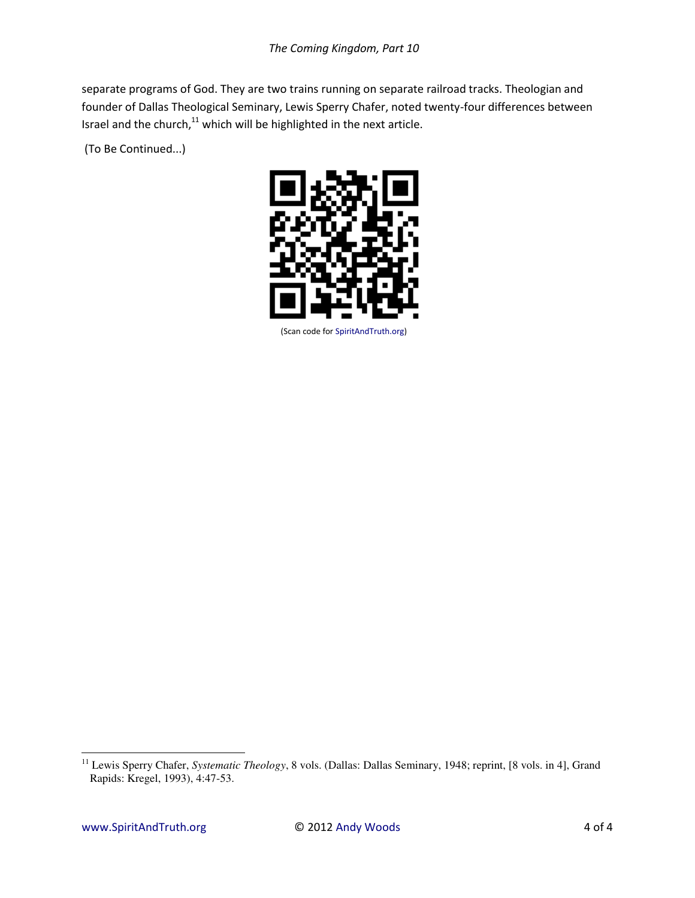separate programs of God. They are two trains running on separate railroad tracks. Theologian and founder of Dallas Theological Seminary, Lewis Sperry Chafer, noted twenty-four differences between Israel and the church,[11] which will be highlighted in the next article.

(To Be Continued...)

(Scan code for SpiritAndTruth.org)

---

[11] Lewis Sperry Chafer, *Systematic Theology*, 8 vols. (Dallas: Dallas Seminary, 1948; reprint, [8 vols. in 4], Grand Rapids: Kregel, 1993), 4:47-53.